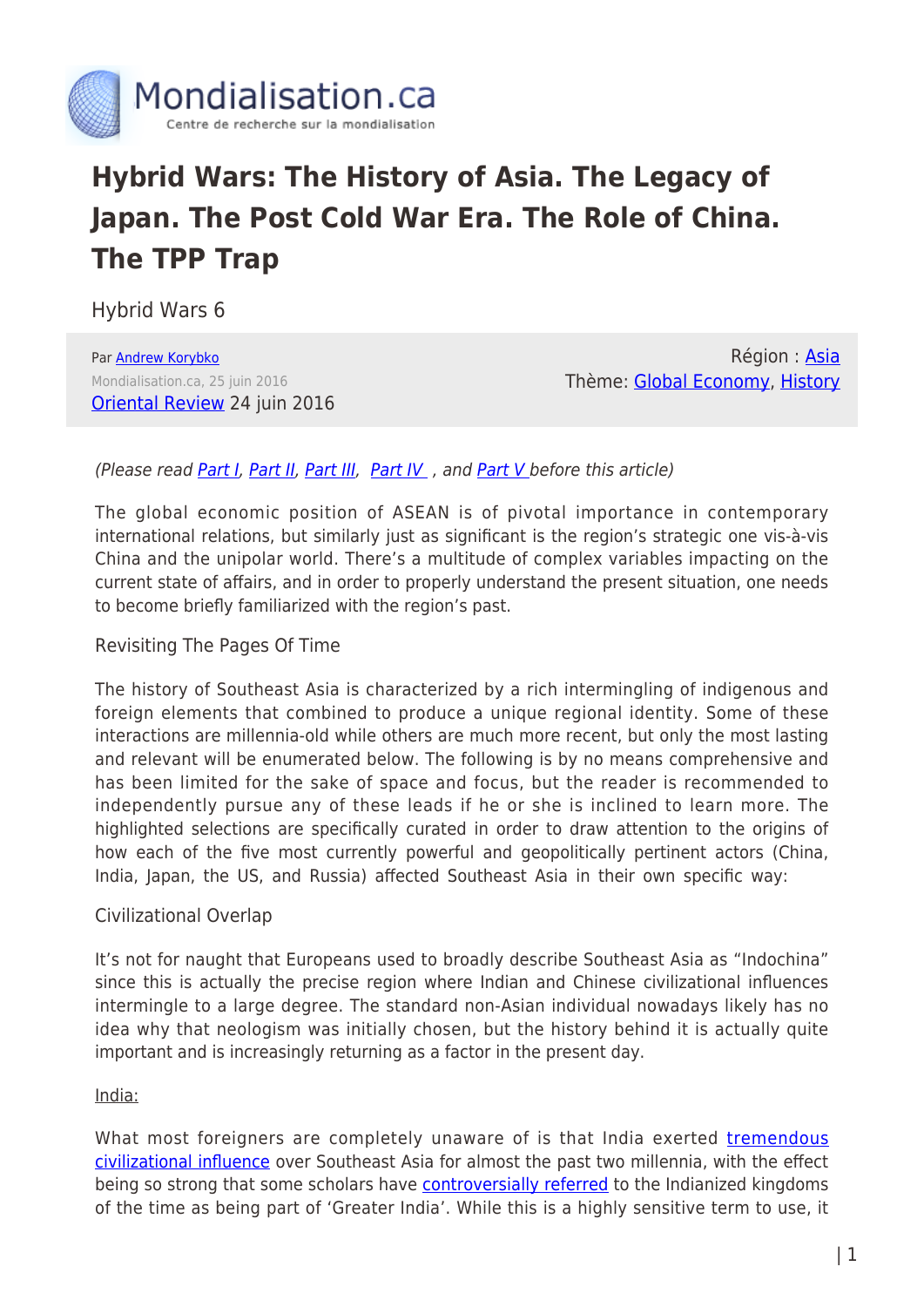# Hybrid Wars: The History of Asia. The Legacy of Japan. The Post Cold War Era. The Role of China. The TPP Trap

Hybrid Wars 6

Par [Andrew Korybko](#)
Mondialisation.ca, 25 juin 2016
[Oriental Review](#) 24 juin 2016

Région : [Asia](#)
Thème: [Global Economy](#), [History](#)

*(Please read [Part I](#), [Part II](#), [Part III](#), [Part IV](#) , and [Part V](#) before this article)*

The global economic position of ASEAN is of pivotal importance in contemporary international relations, but similarly just as significant is the region's strategic one vis-à-vis China and the unipolar world. There's a multitude of complex variables impacting on the current state of affairs, and in order to properly understand the present situation, one needs to become briefly familiarized with the region's past.

## Revisiting The Pages Of Time

The history of Southeast Asia is characterized by a rich intermingling of indigenous and foreign elements that combined to produce a unique regional identity. Some of these interactions are millennia-old while others are much more recent, but only the most lasting and relevant will be enumerated below. The following is by no means comprehensive and has been limited for the sake of space and focus, but the reader is recommended to independently pursue any of these leads if he or she is inclined to learn more. The highlighted selections are specifically curated in order to draw attention to the origins of how each of the five most currently powerful and geopolitically pertinent actors (China, India, Japan, the US, and Russia) affected Southeast Asia in their own specific way:

### Civilizational Overlap

It's not for naught that Europeans used to broadly describe Southeast Asia as "Indochina" since this is actually the precise region where Indian and Chinese civilizational influences intermingle to a large degree. The standard non-Asian individual nowadays likely has no idea why that neologism was initially chosen, but the history behind it is actually quite important and is increasingly returning as a factor in the present day.

India:

What most foreigners are completely unaware of is that India exerted [tremendous civilizational influence](#) over Southeast Asia for almost the past two millennia, with the effect being so strong that some scholars have [controversially referred](#) to the Indianized kingdoms of the time as being part of 'Greater India'. While this is a highly sensitive term to use, it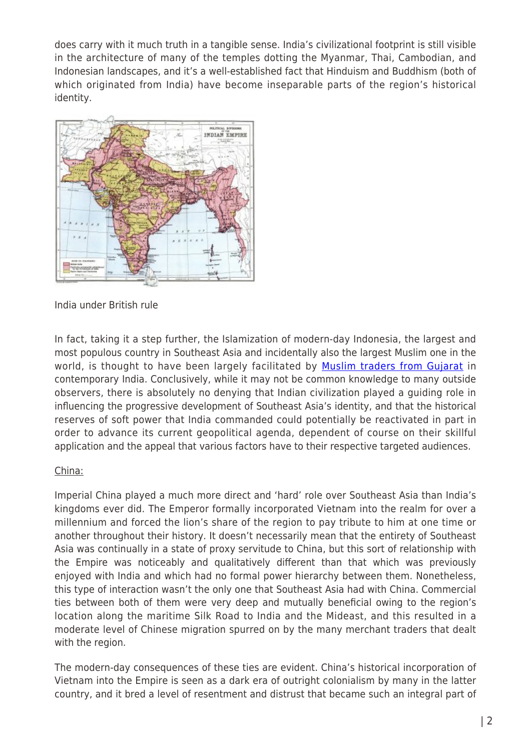does carry with it much truth in a tangible sense. India's civilizational footprint is still visible in the architecture of many of the temples dotting the Myanmar, Thai, Cambodian, and Indonesian landscapes, and it's a well-established fact that Hinduism and Buddhism (both of which originated from India) have become inseparable parts of the region's historical identity.

India under British rule

In fact, taking it a step further, the Islamization of modern-day Indonesia, the largest and most populous country in Southeast Asia and incidentally also the largest Muslim one in the world, is thought to have been largely facilitated by [Muslim traders from Gujarat] in contemporary India. Conclusively, while it may not be common knowledge to many outside observers, there is absolutely no denying that Indian civilization played a guiding role in influencing the progressive development of Southeast Asia's identity, and that the historical reserves of soft power that India commanded could potentially be reactivated in part in order to advance its current geopolitical agenda, dependent of course on their skillful application and the appeal that various factors have to their respective targeted audiences.

China:

Imperial China played a much more direct and 'hard' role over Southeast Asia than India's kingdoms ever did. The Emperor formally incorporated Vietnam into the realm for over a millennium and forced the lion's share of the region to pay tribute to him at one time or another throughout their history. It doesn't necessarily mean that the entirety of Southeast Asia was continually in a state of proxy servitude to China, but this sort of relationship with the Empire was noticeably and qualitatively different than that which was previously enjoyed with India and which had no formal power hierarchy between them. Nonetheless, this type of interaction wasn't the only one that Southeast Asia had with China. Commercial ties between both of them were very deep and mutually beneficial owing to the region's location along the maritime Silk Road to India and the Mideast, and this resulted in a moderate level of Chinese migration spurred on by the many merchant traders that dealt with the region.

The modern-day consequences of these ties are evident. China's historical incorporation of Vietnam into the Empire is seen as a dark era of outright colonialism by many in the latter country, and it bred a level of resentment and distrust that became such an integral part of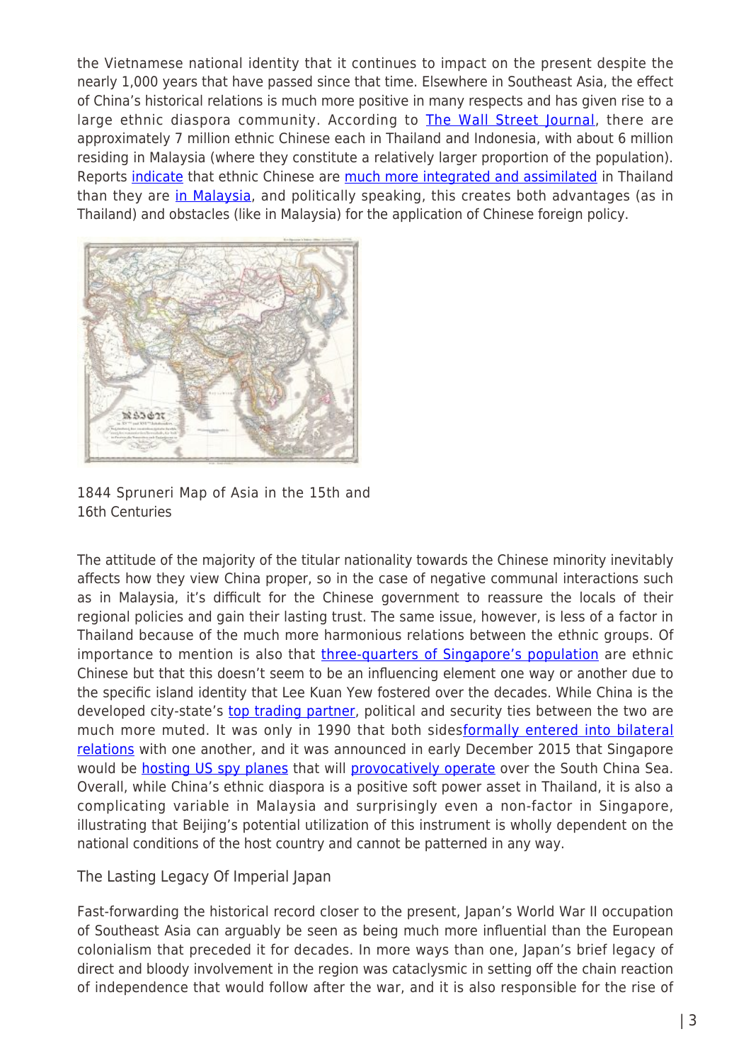the Vietnamese national identity that it continues to impact on the present despite the nearly 1,000 years that have passed since that time. Elsewhere in Southeast Asia, the effect of China's historical relations is much more positive in many respects and has given rise to a large ethnic diaspora community. According to The Wall Street Journal, there are approximately 7 million ethnic Chinese each in Thailand and Indonesia, with about 6 million residing in Malaysia (where they constitute a relatively larger proportion of the population). Reports indicate that ethnic Chinese are much more integrated and assimilated in Thailand than they are in Malaysia, and politically speaking, this creates both advantages (as in Thailand) and obstacles (like in Malaysia) for the application of Chinese foreign policy.

1844 Spruneri Map of Asia in the 15th and 16th Centuries

The attitude of the majority of the titular nationality towards the Chinese minority inevitably affects how they view China proper, so in the case of negative communal interactions such as in Malaysia, it's difficult for the Chinese government to reassure the locals of their regional policies and gain their lasting trust. The same issue, however, is less of a factor in Thailand because of the much more harmonious relations between the ethnic groups. Of importance to mention is also that three-quarters of Singapore's population are ethnic Chinese but that this doesn't seem to be an influencing element one way or another due to the specific island identity that Lee Kuan Yew fostered over the decades. While China is the developed city-state's top trading partner, political and security ties between the two are much more muted. It was only in 1990 that both sidesformally entered into bilateral relations with one another, and it was announced in early December 2015 that Singapore would be hosting US spy planes that will provocatively operate over the South China Sea. Overall, while China's ethnic diaspora is a positive soft power asset in Thailand, it is also a complicating variable in Malaysia and surprisingly even a non-factor in Singapore, illustrating that Beijing's potential utilization of this instrument is wholly dependent on the national conditions of the host country and cannot be patterned in any way.

## The Lasting Legacy Of Imperial Japan

Fast-forwarding the historical record closer to the present, Japan's World War II occupation of Southeast Asia can arguably be seen as being much more influential than the European colonialism that preceded it for decades. In more ways than one, Japan's brief legacy of direct and bloody involvement in the region was cataclysmic in setting off the chain reaction of independence that would follow after the war, and it is also responsible for the rise of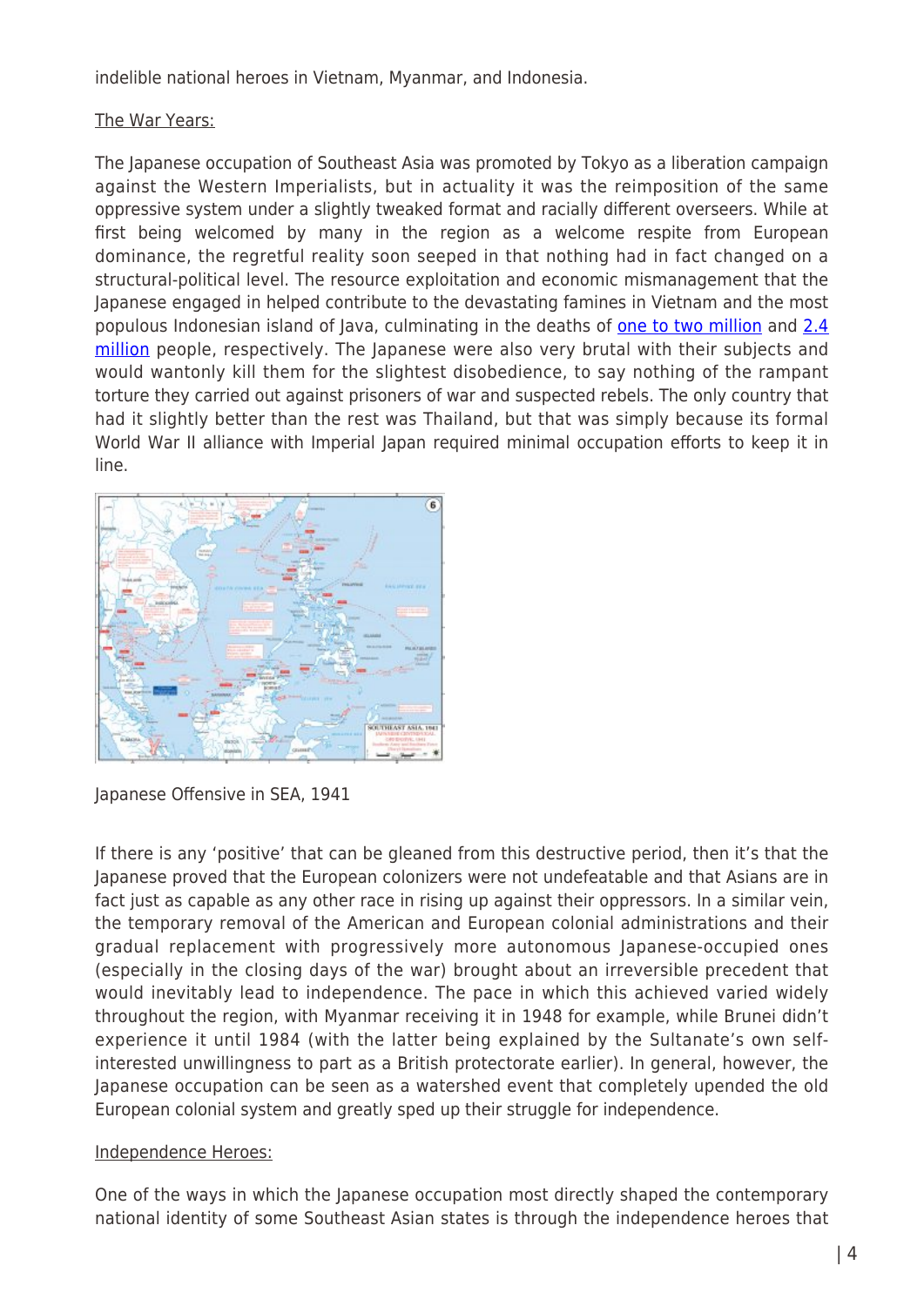indelible national heroes in Vietnam, Myanmar, and Indonesia.

The War Years:

The Japanese occupation of Southeast Asia was promoted by Tokyo as a liberation campaign against the Western Imperialists, but in actuality it was the reimposition of the same oppressive system under a slightly tweaked format and racially different overseers. While at first being welcomed by many in the region as a welcome respite from European dominance, the regretful reality soon seeped in that nothing had in fact changed on a structural-political level. The resource exploitation and economic mismanagement that the Japanese engaged in helped contribute to the devastating famines in Vietnam and the most populous Indonesian island of Java, culminating in the deaths of one to two million and 2.4 million people, respectively. The Japanese were also very brutal with their subjects and would wantonly kill them for the slightest disobedience, to say nothing of the rampant torture they carried out against prisoners of war and suspected rebels. The only country that had it slightly better than the rest was Thailand, but that was simply because its formal World War II alliance with Imperial Japan required minimal occupation efforts to keep it in line.

Japanese Offensive in SEA, 1941

If there is any 'positive' that can be gleaned from this destructive period, then it's that the Japanese proved that the European colonizers were not undefeatable and that Asians are in fact just as capable as any other race in rising up against their oppressors. In a similar vein, the temporary removal of the American and European colonial administrations and their gradual replacement with progressively more autonomous Japanese-occupied ones (especially in the closing days of the war) brought about an irreversible precedent that would inevitably lead to independence. The pace in which this achieved varied widely throughout the region, with Myanmar receiving it in 1948 for example, while Brunei didn't experience it until 1984 (with the latter being explained by the Sultanate's own self-interested unwillingness to part as a British protectorate earlier). In general, however, the Japanese occupation can be seen as a watershed event that completely upended the old European colonial system and greatly sped up their struggle for independence.

Independence Heroes:

One of the ways in which the Japanese occupation most directly shaped the contemporary national identity of some Southeast Asian states is through the independence heroes that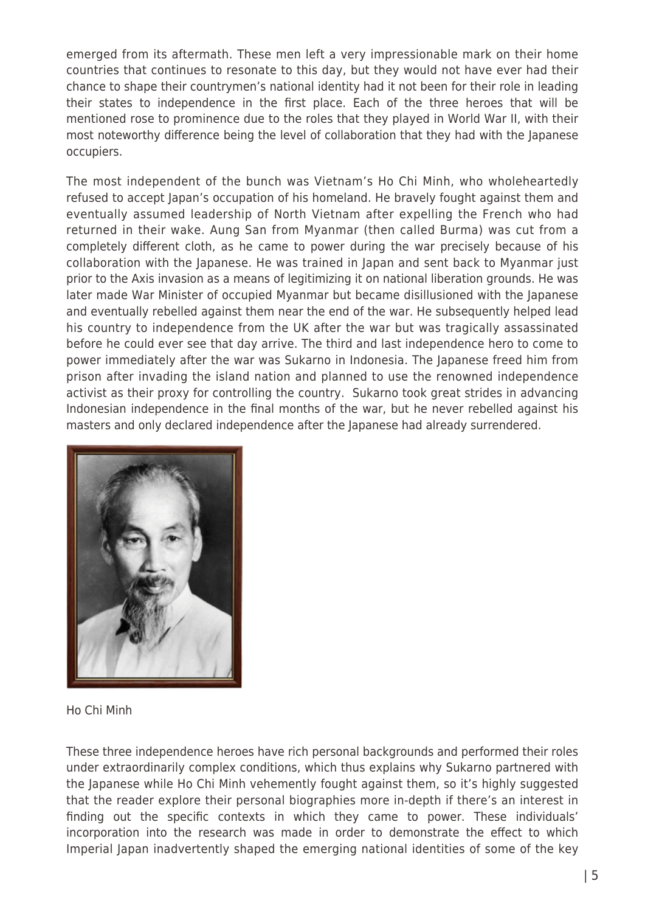emerged from its aftermath. These men left a very impressionable mark on their home countries that continues to resonate to this day, but they would not have ever had their chance to shape their countrymen's national identity had it not been for their role in leading their states to independence in the first place. Each of the three heroes that will be mentioned rose to prominence due to the roles that they played in World War II, with their most noteworthy difference being the level of collaboration that they had with the Japanese occupiers.

The most independent of the bunch was Vietnam's Ho Chi Minh, who wholeheartedly refused to accept Japan's occupation of his homeland. He bravely fought against them and eventually assumed leadership of North Vietnam after expelling the French who had returned in their wake. Aung San from Myanmar (then called Burma) was cut from a completely different cloth, as he came to power during the war precisely because of his collaboration with the Japanese. He was trained in Japan and sent back to Myanmar just prior to the Axis invasion as a means of legitimizing it on national liberation grounds. He was later made War Minister of occupied Myanmar but became disillusioned with the Japanese and eventually rebelled against them near the end of the war. He subsequently helped lead his country to independence from the UK after the war but was tragically assassinated before he could ever see that day arrive. The third and last independence hero to come to power immediately after the war was Sukarno in Indonesia. The Japanese freed him from prison after invading the island nation and planned to use the renowned independence activist as their proxy for controlling the country. Sukarno took great strides in advancing Indonesian independence in the final months of the war, but he never rebelled against his masters and only declared independence after the Japanese had already surrendered.

Ho Chi Minh

These three independence heroes have rich personal backgrounds and performed their roles under extraordinarily complex conditions, which thus explains why Sukarno partnered with the Japanese while Ho Chi Minh vehemently fought against them, so it's highly suggested that the reader explore their personal biographies more in-depth if there's an interest in finding out the specific contexts in which they came to power. These individuals' incorporation into the research was made in order to demonstrate the effect to which Imperial Japan inadvertently shaped the emerging national identities of some of the key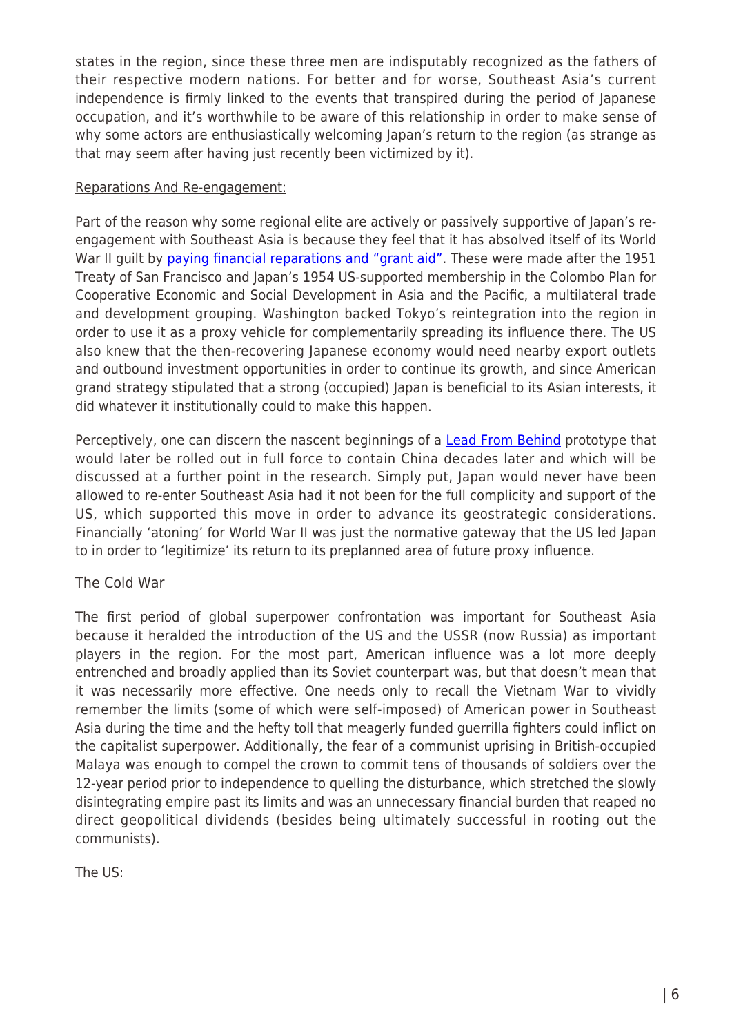states in the region, since these three men are indisputably recognized as the fathers of their respective modern nations. For better and for worse, Southeast Asia's current independence is firmly linked to the events that transpired during the period of Japanese occupation, and it's worthwhile to be aware of this relationship in order to make sense of why some actors are enthusiastically welcoming Japan's return to the region (as strange as that may seem after having just recently been victimized by it).

### Reparations And Re-engagement:

Part of the reason why some regional elite are actively or passively supportive of Japan's re-engagement with Southeast Asia is because they feel that it has absolved itself of its World War II guilt by paying financial reparations and "grant aid". These were made after the 1951 Treaty of San Francisco and Japan's 1954 US-supported membership in the Colombo Plan for Cooperative Economic and Social Development in Asia and the Pacific, a multilateral trade and development grouping. Washington backed Tokyo's reintegration into the region in order to use it as a proxy vehicle for complementarily spreading its influence there. The US also knew that the then-recovering Japanese economy would need nearby export outlets and outbound investment opportunities in order to continue its growth, and since American grand strategy stipulated that a strong (occupied) Japan is beneficial to its Asian interests, it did whatever it institutionally could to make this happen.

Perceptively, one can discern the nascent beginnings of a Lead From Behind prototype that would later be rolled out in full force to contain China decades later and which will be discussed at a further point in the research. Simply put, Japan would never have been allowed to re-enter Southeast Asia had it not been for the full complicity and support of the US, which supported this move in order to advance its geostrategic considerations. Financially 'atoning' for World War II was just the normative gateway that the US led Japan to in order to 'legitimize' its return to its preplanned area of future proxy influence.

## The Cold War

The first period of global superpower confrontation was important for Southeast Asia because it heralded the introduction of the US and the USSR (now Russia) as important players in the region. For the most part, American influence was a lot more deeply entrenched and broadly applied than its Soviet counterpart was, but that doesn't mean that it was necessarily more effective. One needs only to recall the Vietnam War to vividly remember the limits (some of which were self-imposed) of American power in Southeast Asia during the time and the hefty toll that meagerly funded guerrilla fighters could inflict on the capitalist superpower. Additionally, the fear of a communist uprising in British-occupied Malaya was enough to compel the crown to commit tens of thousands of soldiers over the 12-year period prior to independence to quelling the disturbance, which stretched the slowly disintegrating empire past its limits and was an unnecessary financial burden that reaped no direct geopolitical dividends (besides being ultimately successful in rooting out the communists).

### The US: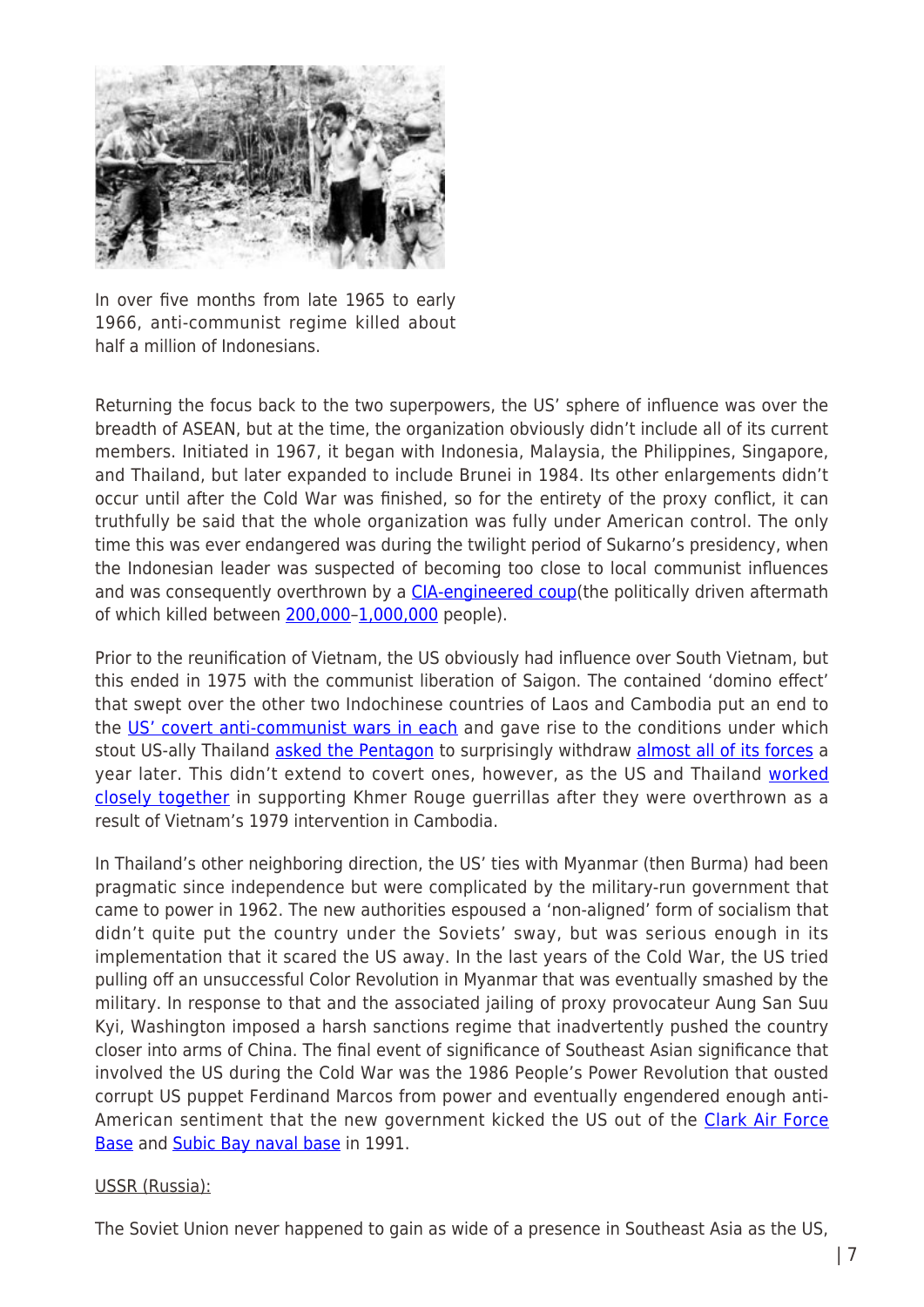In over five months from late 1965 to early 1966, anti-communist regime killed about half a million of Indonesians.

Returning the focus back to the two superpowers, the US' sphere of influence was over the breadth of ASEAN, but at the time, the organization obviously didn't include all of its current members. Initiated in 1967, it began with Indonesia, Malaysia, the Philippines, Singapore, and Thailand, but later expanded to include Brunei in 1984. Its other enlargements didn't occur until after the Cold War was finished, so for the entirety of the proxy conflict, it can truthfully be said that the whole organization was fully under American control. The only time this was ever endangered was during the twilight period of Sukarno's presidency, when the Indonesian leader was suspected of becoming too close to local communist influences and was consequently overthrown by a CIA-engineered coup(the politically driven aftermath of which killed between 200,000–1,000,000 people).

Prior to the reunification of Vietnam, the US obviously had influence over South Vietnam, but this ended in 1975 with the communist liberation of Saigon. The contained 'domino effect' that swept over the other two Indochinese countries of Laos and Cambodia put an end to the US' covert anti-communist wars in each and gave rise to the conditions under which stout US-ally Thailand asked the Pentagon to surprisingly withdraw almost all of its forces a year later. This didn't extend to covert ones, however, as the US and Thailand worked closely together in supporting Khmer Rouge guerrillas after they were overthrown as a result of Vietnam's 1979 intervention in Cambodia.

In Thailand's other neighboring direction, the US' ties with Myanmar (then Burma) had been pragmatic since independence but were complicated by the military-run government that came to power in 1962. The new authorities espoused a 'non-aligned' form of socialism that didn't quite put the country under the Soviets' sway, but was serious enough in its implementation that it scared the US away. In the last years of the Cold War, the US tried pulling off an unsuccessful Color Revolution in Myanmar that was eventually smashed by the military. In response to that and the associated jailing of proxy provocateur Aung San Suu Kyi, Washington imposed a harsh sanctions regime that inadvertently pushed the country closer into arms of China. The final event of significance of Southeast Asian significance that involved the US during the Cold War was the 1986 People's Power Revolution that ousted corrupt US puppet Ferdinand Marcos from power and eventually engendered enough anti-American sentiment that the new government kicked the US out of the Clark Air Force Base and Subic Bay naval base in 1991.

USSR (Russia):

The Soviet Union never happened to gain as wide of a presence in Southeast Asia as the US,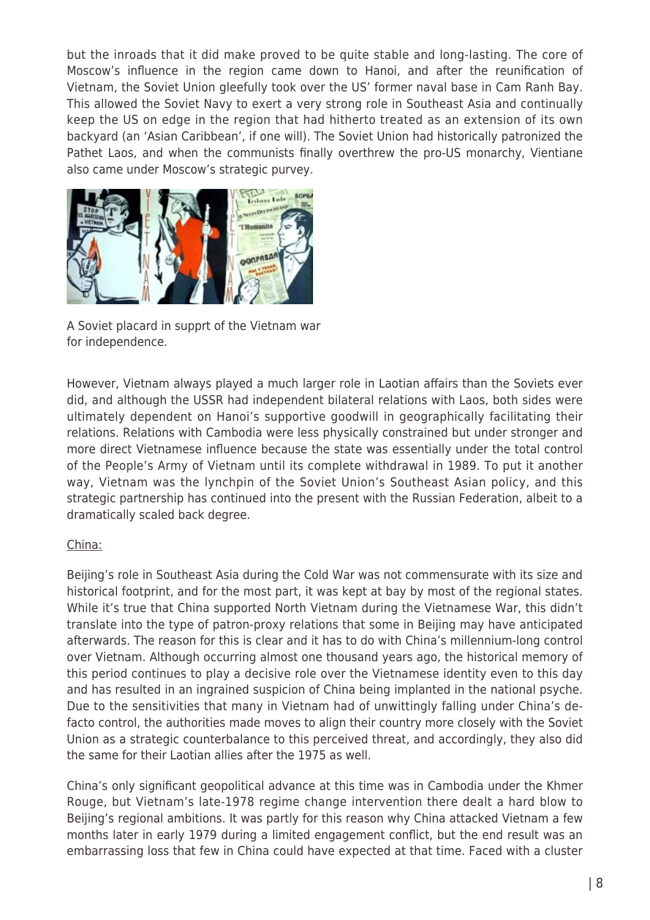but the inroads that it did make proved to be quite stable and long-lasting. The core of Moscow's influence in the region came down to Hanoi, and after the reunification of Vietnam, the Soviet Union gleefully took over the US' former naval base in Cam Ranh Bay. This allowed the Soviet Navy to exert a very strong role in Southeast Asia and continually keep the US on edge in the region that had hitherto treated as an extension of its own backyard (an 'Asian Caribbean', if one will). The Soviet Union had historically patronized the Pathet Laos, and when the communists finally overthrew the pro-US monarchy, Vientiane also came under Moscow's strategic purvey.

A Soviet placard in supprt of the Vietnam war for independence.

However, Vietnam always played a much larger role in Laotian affairs than the Soviets ever did, and although the USSR had independent bilateral relations with Laos, both sides were ultimately dependent on Hanoi's supportive goodwill in geographically facilitating their relations. Relations with Cambodia were less physically constrained but under stronger and more direct Vietnamese influence because the state was essentially under the total control of the People's Army of Vietnam until its complete withdrawal in 1989. To put it another way, Vietnam was the lynchpin of the Soviet Union's Southeast Asian policy, and this strategic partnership has continued into the present with the Russian Federation, albeit to a dramatically scaled back degree.

China:

Beijing's role in Southeast Asia during the Cold War was not commensurate with its size and historical footprint, and for the most part, it was kept at bay by most of the regional states. While it's true that China supported North Vietnam during the Vietnamese War, this didn't translate into the type of patron-proxy relations that some in Beijing may have anticipated afterwards. The reason for this is clear and it has to do with China's millennium-long control over Vietnam. Although occurring almost one thousand years ago, the historical memory of this period continues to play a decisive role over the Vietnamese identity even to this day and has resulted in an ingrained suspicion of China being implanted in the national psyche. Due to the sensitivities that many in Vietnam had of unwittingly falling under China's de-facto control, the authorities made moves to align their country more closely with the Soviet Union as a strategic counterbalance to this perceived threat, and accordingly, they also did the same for their Laotian allies after the 1975 as well.

China's only significant geopolitical advance at this time was in Cambodia under the Khmer Rouge, but Vietnam's late-1978 regime change intervention there dealt a hard blow to Beijing's regional ambitions. It was partly for this reason why China attacked Vietnam a few months later in early 1979 during a limited engagement conflict, but the end result was an embarrassing loss that few in China could have expected at that time. Faced with a cluster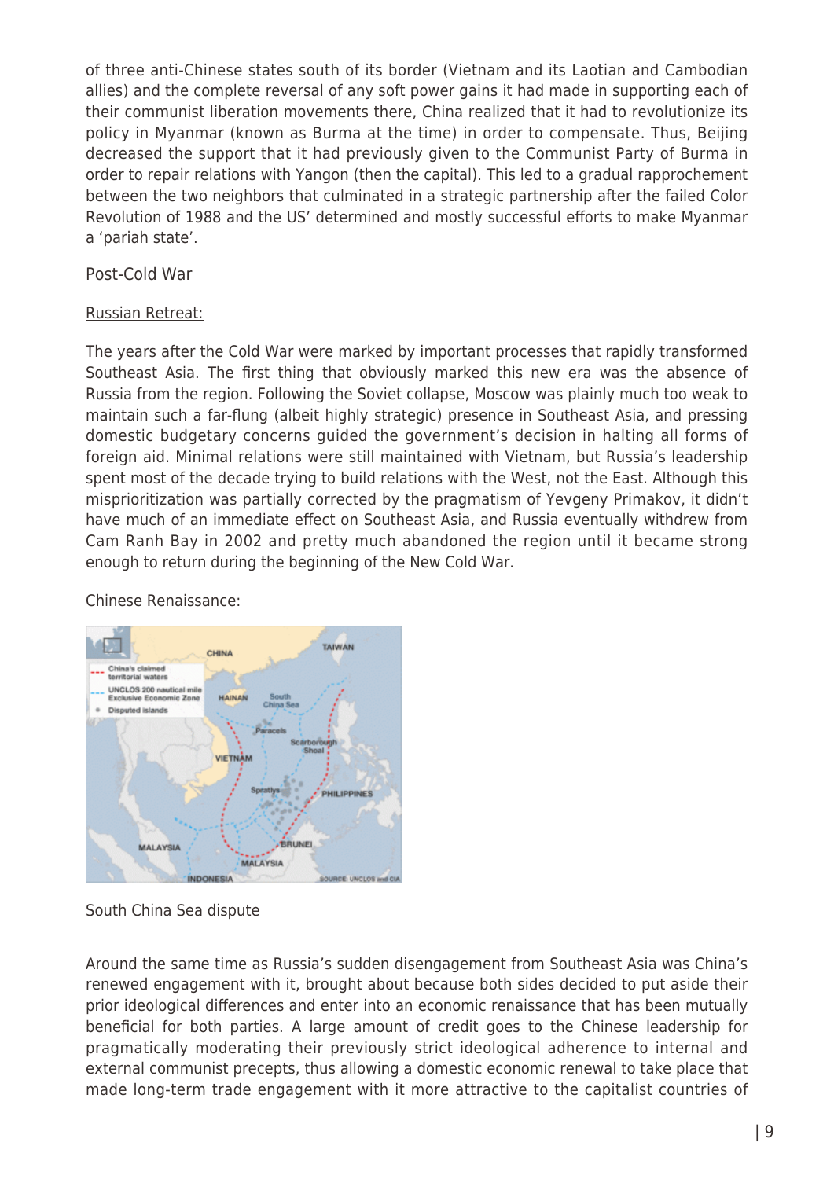of three anti-Chinese states south of its border (Vietnam and its Laotian and Cambodian allies) and the complete reversal of any soft power gains it had made in supporting each of their communist liberation movements there, China realized that it had to revolutionize its policy in Myanmar (known as Burma at the time) in order to compensate. Thus, Beijing decreased the support that it had previously given to the Communist Party of Burma in order to repair relations with Yangon (then the capital). This led to a gradual rapprochement between the two neighbors that culminated in a strategic partnership after the failed Color Revolution of 1988 and the US' determined and mostly successful efforts to make Myanmar a 'pariah state'.

## Post-Cold War

### Russian Retreat:

The years after the Cold War were marked by important processes that rapidly transformed Southeast Asia. The first thing that obviously marked this new era was the absence of Russia from the region. Following the Soviet collapse, Moscow was plainly much too weak to maintain such a far-flung (albeit highly strategic) presence in Southeast Asia, and pressing domestic budgetary concerns guided the government's decision in halting all forms of foreign aid. Minimal relations were still maintained with Vietnam, but Russia's leadership spent most of the decade trying to build relations with the West, not the East. Although this misprioritization was partially corrected by the pragmatism of Yevgeny Primakov, it didn't have much of an immediate effect on Southeast Asia, and Russia eventually withdrew from Cam Ranh Bay in 2002 and pretty much abandoned the region until it became strong enough to return during the beginning of the New Cold War.

### Chinese Renaissance:

CHINA
TAIWAN
China's claimed territorial waters
UNCLOS 200 nautical mile Exclusive Economic Zone
Disputed islands
HAINAN
South China Sea
Paracels
Scarborough Shoal
VIETNAM
Spratlys
PHILIPPINES
MALAYSIA
BRUNEI
MALAYSIA
INDONESIA
SOURCE: UNCLOS and CIA

South China Sea dispute

Around the same time as Russia's sudden disengagement from Southeast Asia was China's renewed engagement with it, brought about because both sides decided to put aside their prior ideological differences and enter into an economic renaissance that has been mutually beneficial for both parties. A large amount of credit goes to the Chinese leadership for pragmatically moderating their previously strict ideological adherence to internal and external communist precepts, thus allowing a domestic economic renewal to take place that made long-term trade engagement with it more attractive to the capitalist countries of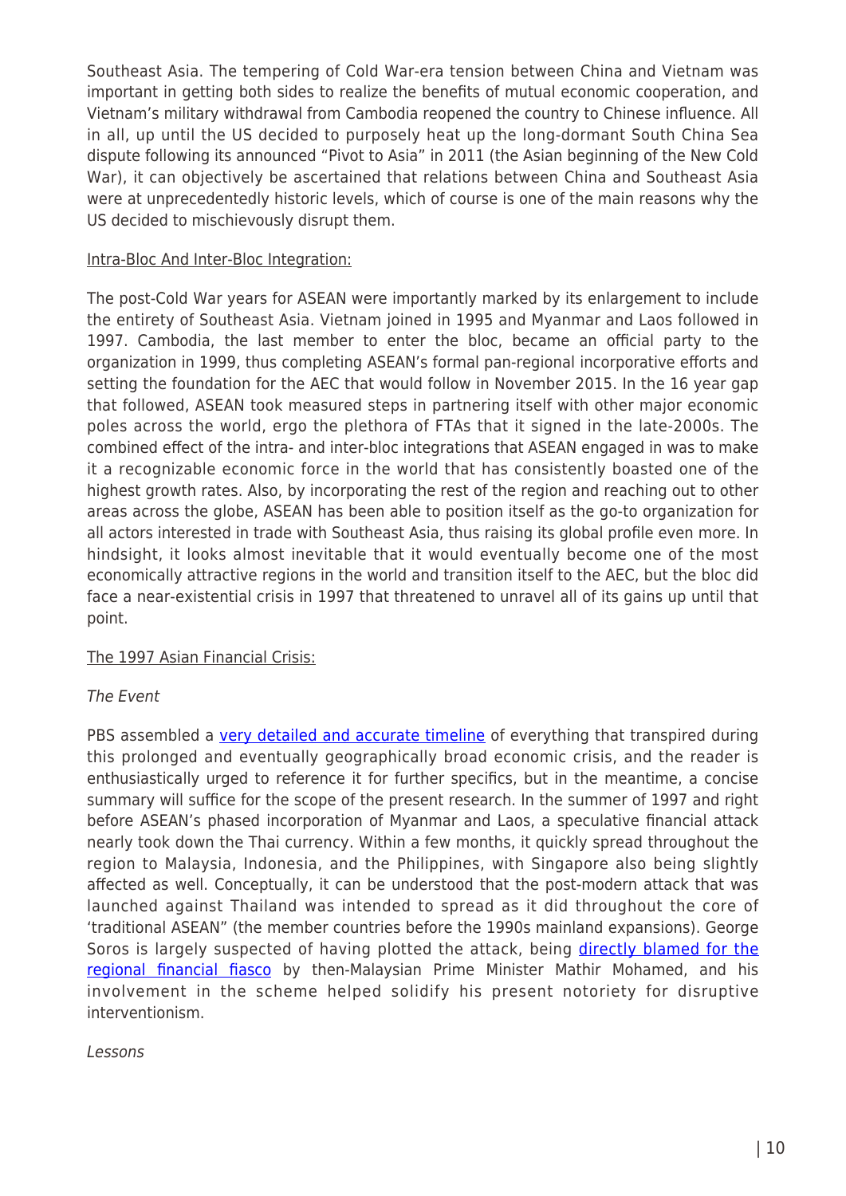Southeast Asia. The tempering of Cold War-era tension between China and Vietnam was important in getting both sides to realize the benefits of mutual economic cooperation, and Vietnam's military withdrawal from Cambodia reopened the country to Chinese influence. All in all, up until the US decided to purposely heat up the long-dormant South China Sea dispute following its announced "Pivot to Asia" in 2011 (the Asian beginning of the New Cold War), it can objectively be ascertained that relations between China and Southeast Asia were at unprecedentedly historic levels, which of course is one of the main reasons why the US decided to mischievously disrupt them.

Intra-Bloc And Inter-Bloc Integration:

The post-Cold War years for ASEAN were importantly marked by its enlargement to include the entirety of Southeast Asia. Vietnam joined in 1995 and Myanmar and Laos followed in 1997. Cambodia, the last member to enter the bloc, became an official party to the organization in 1999, thus completing ASEAN's formal pan-regional incorporative efforts and setting the foundation for the AEC that would follow in November 2015. In the 16 year gap that followed, ASEAN took measured steps in partnering itself with other major economic poles across the world, ergo the plethora of FTAs that it signed in the late-2000s. The combined effect of the intra- and inter-bloc integrations that ASEAN engaged in was to make it a recognizable economic force in the world that has consistently boasted one of the highest growth rates. Also, by incorporating the rest of the region and reaching out to other areas across the globe, ASEAN has been able to position itself as the go-to organization for all actors interested in trade with Southeast Asia, thus raising its global profile even more. In hindsight, it looks almost inevitable that it would eventually become one of the most economically attractive regions in the world and transition itself to the AEC, but the bloc did face a near-existential crisis in 1997 that threatened to unravel all of its gains up until that point.

The 1997 Asian Financial Crisis:

*The Event*

PBS assembled a very detailed and accurate timeline of everything that transpired during this prolonged and eventually geographically broad economic crisis, and the reader is enthusiastically urged to reference it for further specifics, but in the meantime, a concise summary will suffice for the scope of the present research. In the summer of 1997 and right before ASEAN's phased incorporation of Myanmar and Laos, a speculative financial attack nearly took down the Thai currency. Within a few months, it quickly spread throughout the region to Malaysia, Indonesia, and the Philippines, with Singapore also being slightly affected as well. Conceptually, it can be understood that the post-modern attack that was launched against Thailand was intended to spread as it did throughout the core of 'traditional ASEAN" (the member countries before the 1990s mainland expansions). George Soros is largely suspected of having plotted the attack, being directly blamed for the regional financial fiasco by then-Malaysian Prime Minister Mathir Mohamed, and his involvement in the scheme helped solidify his present notoriety for disruptive interventionism.

*Lessons*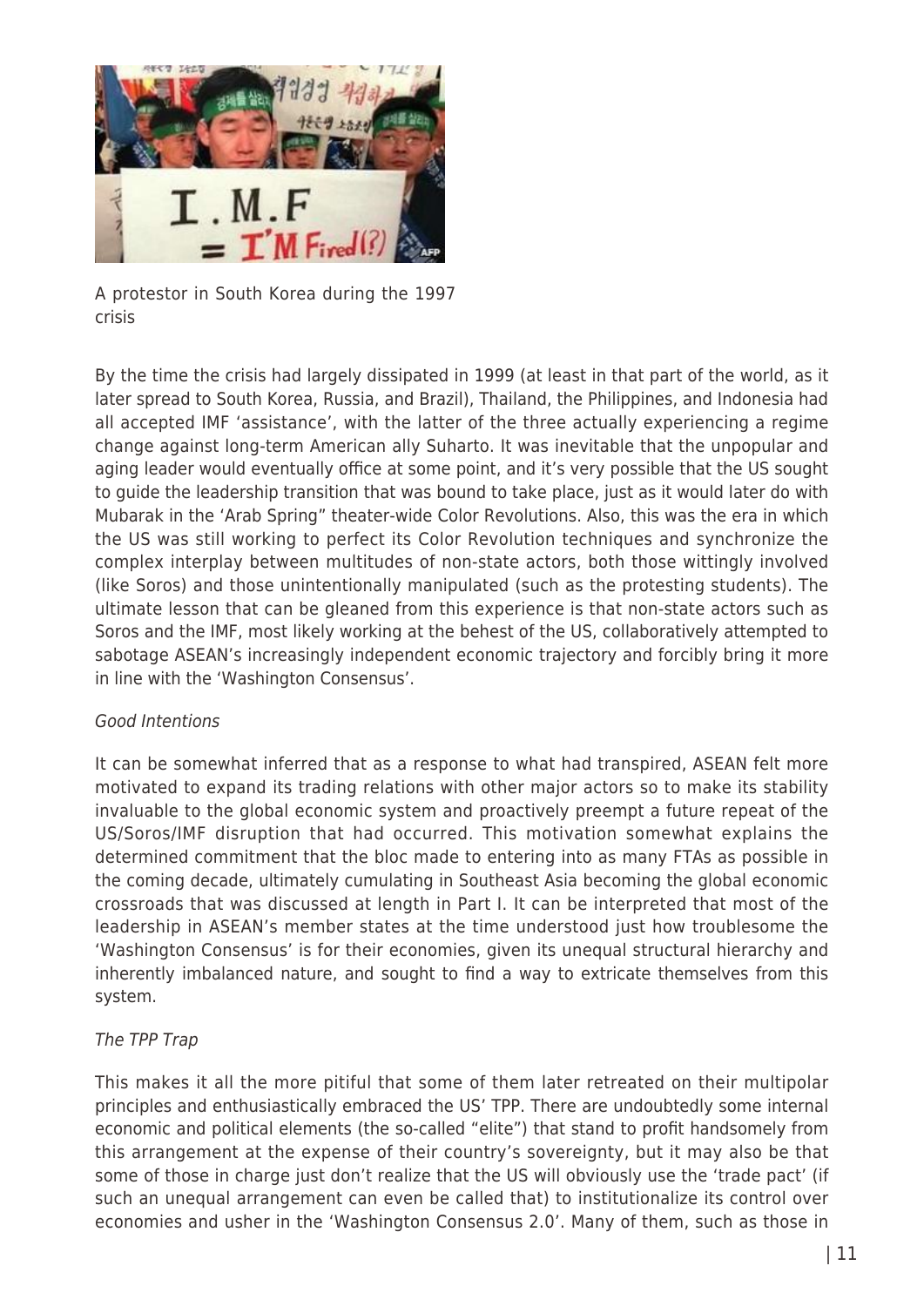A protestor in South Korea during the 1997 crisis

By the time the crisis had largely dissipated in 1999 (at least in that part of the world, as it later spread to South Korea, Russia, and Brazil), Thailand, the Philippines, and Indonesia had all accepted IMF 'assistance', with the latter of the three actually experiencing a regime change against long-term American ally Suharto. It was inevitable that the unpopular and aging leader would eventually office at some point, and it's very possible that the US sought to guide the leadership transition that was bound to take place, just as it would later do with Mubarak in the 'Arab Spring" theater-wide Color Revolutions. Also, this was the era in which the US was still working to perfect its Color Revolution techniques and synchronize the complex interplay between multitudes of non-state actors, both those wittingly involved (like Soros) and those unintentionally manipulated (such as the protesting students). The ultimate lesson that can be gleaned from this experience is that non-state actors such as Soros and the IMF, most likely working at the behest of the US, collaboratively attempted to sabotage ASEAN's increasingly independent economic trajectory and forcibly bring it more in line with the 'Washington Consensus'.

*Good Intentions*

It can be somewhat inferred that as a response to what had transpired, ASEAN felt more motivated to expand its trading relations with other major actors so to make its stability invaluable to the global economic system and proactively preempt a future repeat of the US/Soros/IMF disruption that had occurred. This motivation somewhat explains the determined commitment that the bloc made to entering into as many FTAs as possible in the coming decade, ultimately cumulating in Southeast Asia becoming the global economic crossroads that was discussed at length in Part I. It can be interpreted that most of the leadership in ASEAN's member states at the time understood just how troublesome the 'Washington Consensus' is for their economies, given its unequal structural hierarchy and inherently imbalanced nature, and sought to find a way to extricate themselves from this system.

*The TPP Trap*

This makes it all the more pitiful that some of them later retreated on their multipolar principles and enthusiastically embraced the US' TPP. There are undoubtedly some internal economic and political elements (the so-called "elite") that stand to profit handsomely from this arrangement at the expense of their country's sovereignty, but it may also be that some of those in charge just don't realize that the US will obviously use the 'trade pact' (if such an unequal arrangement can even be called that) to institutionalize its control over economies and usher in the 'Washington Consensus 2.0'. Many of them, such as those in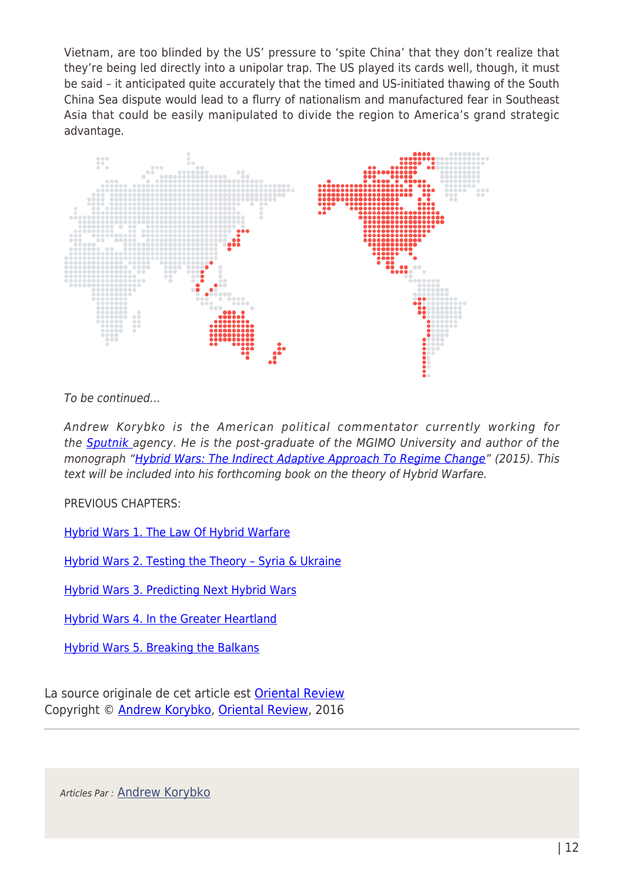Vietnam, are too blinded by the US' pressure to 'spite China' that they don't realize that they're being led directly into a unipolar trap. The US played its cards well, though, it must be said – it anticipated quite accurately that the timed and US-initiated thawing of the South China Sea dispute would lead to a flurry of nationalism and manufactured fear in Southeast Asia that could be easily manipulated to divide the region to America's grand strategic advantage.

*To be continued…*

*Andrew Korybko is the American political commentator currently working for the [Sputnik](#) agency. He is the post-graduate of the MGIMO University and author of the monograph "[Hybrid Wars: The Indirect Adaptive Approach To Regime Change](#)" (2015). This text will be included into his forthcoming book on the theory of Hybrid Warfare.*

PREVIOUS CHAPTERS:

[Hybrid Wars 1. The Law Of Hybrid Warfare](#)

[Hybrid Wars 2. Testing the Theory – Syria & Ukraine](#)

[Hybrid Wars 3. Predicting Next Hybrid Wars](#)

[Hybrid Wars 4. In the Greater Heartland](#)

[Hybrid Wars 5. Breaking the Balkans](#)

La source originale de cet article est [Oriental Review](#)
Copyright © [Andrew Korybko](#), [Oriental Review](#), 2016

*Articles Par :* [Andrew Korybko](#)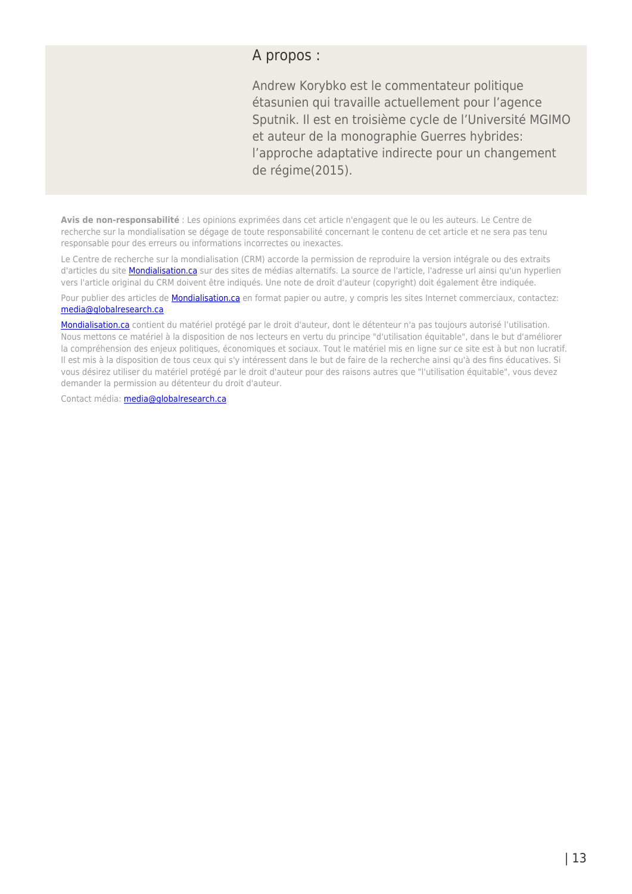## A propos :

Andrew Korybko est le commentateur politique étasunien qui travaille actuellement pour l'agence Sputnik. Il est en troisième cycle de l'Université MGIMO et auteur de la monographie Guerres hybrides: l'approche adaptative indirecte pour un changement de régime(2015).

**Avis de non-responsabilité** : Les opinions exprimées dans cet article n'engagent que le ou les auteurs. Le Centre de recherche sur la mondialisation se dégage de toute responsabilité concernant le contenu de cet article et ne sera pas tenu responsable pour des erreurs ou informations incorrectes ou inexactes.

Le Centre de recherche sur la mondialisation (CRM) accorde la permission de reproduire la version intégrale ou des extraits d'articles du site [Mondialisation.ca](Mondialisation.ca) sur des sites de médias alternatifs. La source de l'article, l'adresse url ainsi qu'un hyperlien vers l'article original du CRM doivent être indiqués. Une note de droit d'auteur (copyright) doit également être indiquée.

Pour publier des articles de [Mondialisation.ca](Mondialisation.ca) en format papier ou autre, y compris les sites Internet commerciaux, contactez: media@globalresearch.ca

[Mondialisation.ca](Mondialisation.ca) contient du matériel protégé par le droit d'auteur, dont le détenteur n'a pas toujours autorisé l'utilisation. Nous mettons ce matériel à la disposition de nos lecteurs en vertu du principe "d'utilisation équitable", dans le but d'améliorer la compréhension des enjeux politiques, économiques et sociaux. Tout le matériel mis en ligne sur ce site est à but non lucratif. Il est mis à la disposition de tous ceux qui s'y intéressent dans le but de faire de la recherche ainsi qu'à des fins éducatives. Si vous désirez utiliser du matériel protégé par le droit d'auteur pour des raisons autres que "l'utilisation équitable", vous devez demander la permission au détenteur du droit d'auteur.

Contact média: media@globalresearch.ca